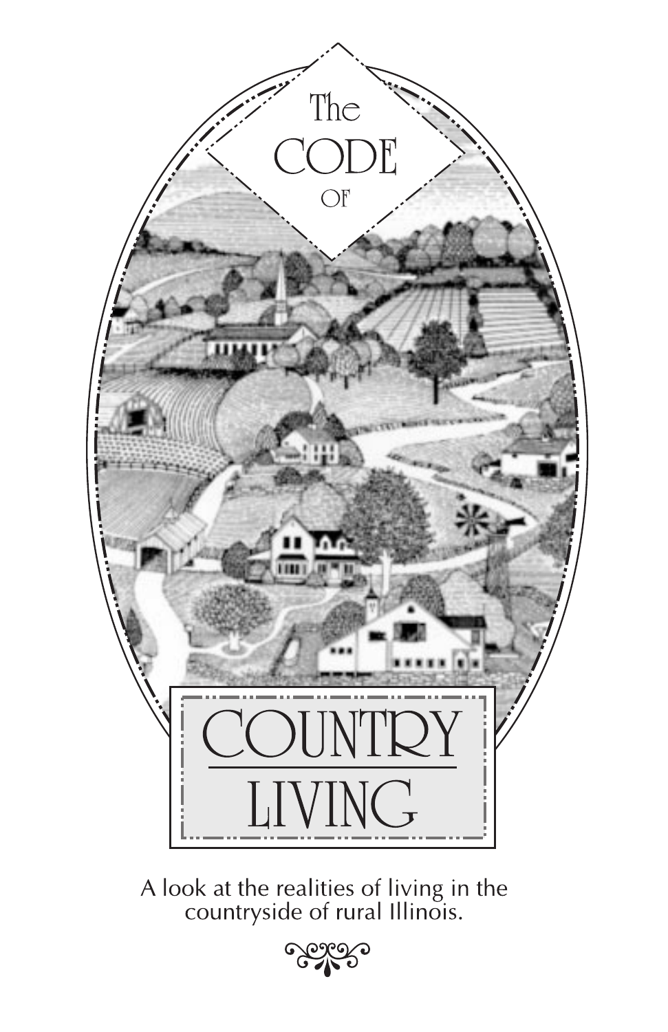# The CODE OF COUNTRY LIVING

A look at the realities of living in the countryside of rural Illinois.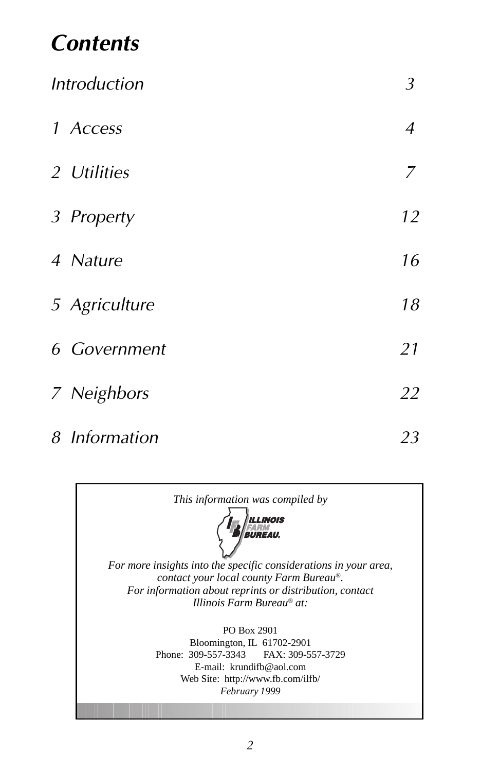# Contents

| | |
|---|---|
| Introduction | 3 |
| 1 Access | 4 |
| 2 Utilities | 7 |
| 3 Property | 12 |
| 4 Nature | 16 |
| 5 Agriculture | 18 |
| 6 Government | 21 |
| 7 Neighbors | 22 |
| 8 Information | 23 |

*This information was compiled by*

ILLINOIS FARM BUREAU®

*For more insights into the specific considerations in your area, contact your local county Farm Bureau®.*
*For information about reprints or distribution, contact Illinois Farm Bureau® at:*

PO Box 2901
Bloomington, IL 61702-2901
Phone: 309-557-3343 FAX: 309-557-3729
E-mail: krundifb@aol.com
Web Site: http://www.fb.com/ilfb/
*February 1999*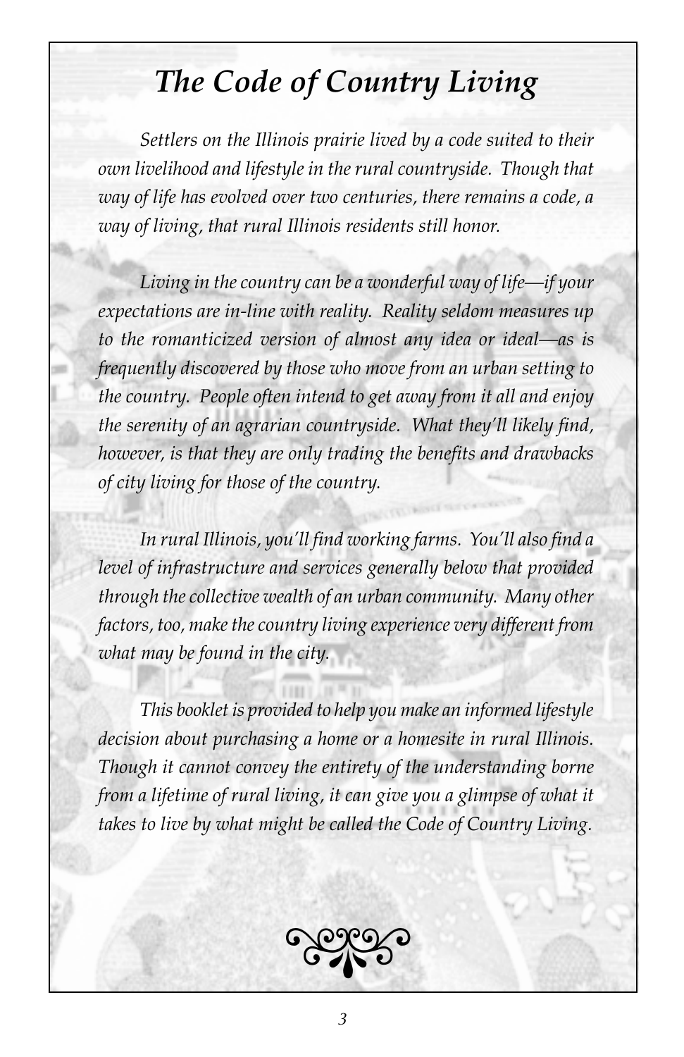# *The Code of Country Living*

*Settlers on the Illinois prairie lived by a code suited to their own livelihood and lifestyle in the rural countryside. Though that way of life has evolved over two centuries, there remains a code, a way of living, that rural Illinois residents still honor.*

*Living in the country can be a wonderful way of life—if your expectations are in-line with reality. Reality seldom measures up to the romanticized version of almost any idea or ideal—as is frequently discovered by those who move from an urban setting to the country. People often intend to get away from it all and enjoy the serenity of an agrarian countryside. What they'll likely find, however, is that they are only trading the benefits and drawbacks of city living for those of the country.*

*In rural Illinois, you'll find working farms. You'll also find a level of infrastructure and services generally below that provided through the collective wealth of an urban community. Many other factors, too, make the country living experience very different from what may be found in the city.*

*This booklet is provided to help you make an informed lifestyle decision about purchasing a home or a homesite in rural Illinois. Though it cannot convey the entirety of the understanding borne from a lifetime of rural living, it can give you a glimpse of what it takes to live by what might be called the Code of Country Living.*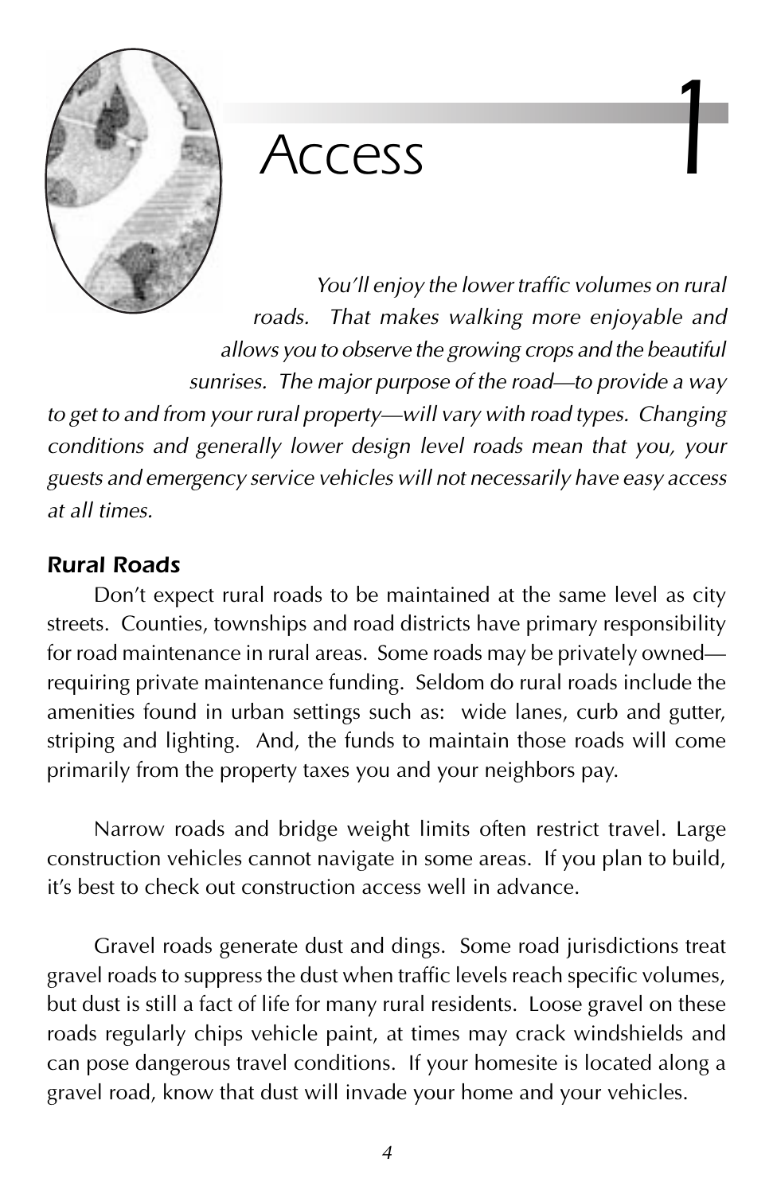# 1 Access

*You'll enjoy the lower traffic volumes on rural roads. That makes walking more enjoyable and allows you to observe the growing crops and the beautiful sunrises. The major purpose of the road—to provide a way to get to and from your rural property—will vary with road types. Changing conditions and generally lower design level roads mean that you, your guests and emergency service vehicles will not necessarily have easy access at all times.*

## *Rural Roads*

Don't expect rural roads to be maintained at the same level as city streets. Counties, townships and road districts have primary responsibility for road maintenance in rural areas. Some roads may be privately owned—requiring private maintenance funding. Seldom do rural roads include the amenities found in urban settings such as: wide lanes, curb and gutter, striping and lighting. And, the funds to maintain those roads will come primarily from the property taxes you and your neighbors pay.

Narrow roads and bridge weight limits often restrict travel. Large construction vehicles cannot navigate in some areas. If you plan to build, it's best to check out construction access well in advance.

Gravel roads generate dust and dings. Some road jurisdictions treat gravel roads to suppress the dust when traffic levels reach specific volumes, but dust is still a fact of life for many rural residents. Loose gravel on these roads regularly chips vehicle paint, at times may crack windshields and can pose dangerous travel conditions. If your homesite is located along a gravel road, know that dust will invade your home and your vehicles.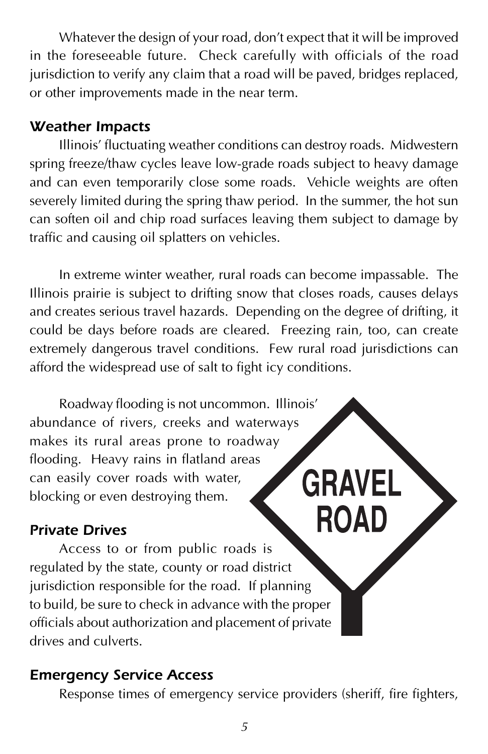Whatever the design of your road, don't expect that it will be improved in the foreseeable future. Check carefully with officials of the road jurisdiction to verify any claim that a road will be paved, bridges replaced, or other improvements made in the near term.

### *Weather Impacts*

Illinois' fluctuating weather conditions can destroy roads. Midwestern spring freeze/thaw cycles leave low-grade roads subject to heavy damage and can even temporarily close some roads. Vehicle weights are often severely limited during the spring thaw period. In the summer, the hot sun can soften oil and chip road surfaces leaving them subject to damage by traffic and causing oil splatters on vehicles.

In extreme winter weather, rural roads can become impassable. The Illinois prairie is subject to drifting snow that closes roads, causes delays and creates serious travel hazards. Depending on the degree of drifting, it could be days before roads are cleared. Freezing rain, too, can create extremely dangerous travel conditions. Few rural road jurisdictions can afford the widespread use of salt to fight icy conditions.

Roadway flooding is not uncommon. Illinois' abundance of rivers, creeks and waterways makes its rural areas prone to roadway flooding. Heavy rains in flatland areas can easily cover roads with water, blocking or even destroying them.

### *Private Drives*

Access to or from public roads is regulated by the state, county or road district jurisdiction responsible for the road. If planning to build, be sure to check in advance with the proper officials about authorization and placement of private drives and culverts.

### *Emergency Service Access*

Response times of emergency service providers (sheriff, fire fighters,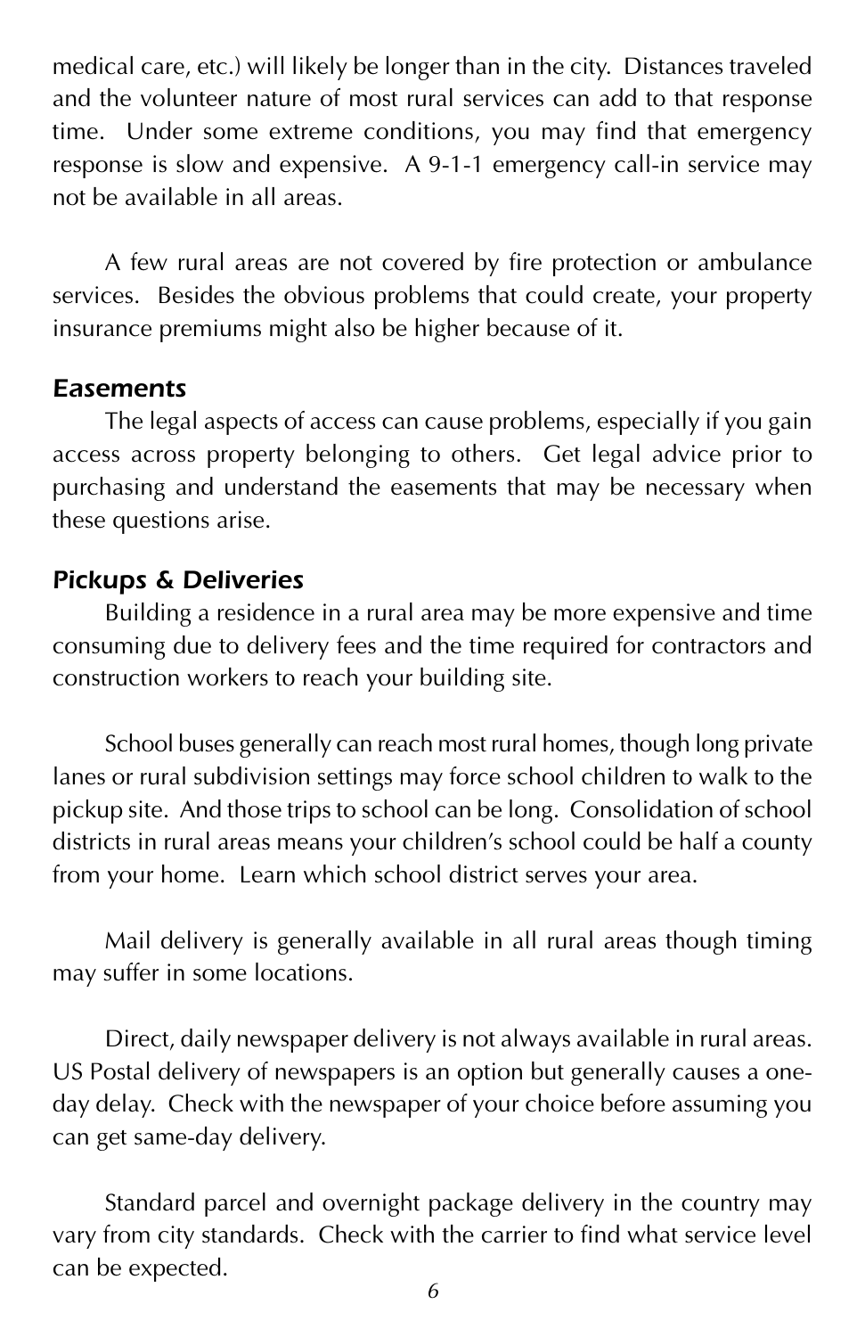medical care, etc.) will likely be longer than in the city. Distances traveled and the volunteer nature of most rural services can add to that response time. Under some extreme conditions, you may find that emergency response is slow and expensive. A 9-1-1 emergency call-in service may not be available in all areas.

A few rural areas are not covered by fire protection or ambulance services. Besides the obvious problems that could create, your property insurance premiums might also be higher because of it.

### *Easements*

The legal aspects of access can cause problems, especially if you gain access across property belonging to others. Get legal advice prior to purchasing and understand the easements that may be necessary when these questions arise.

### *Pickups & Deliveries*

Building a residence in a rural area may be more expensive and time consuming due to delivery fees and the time required for contractors and construction workers to reach your building site.

School buses generally can reach most rural homes, though long private lanes or rural subdivision settings may force school children to walk to the pickup site. And those trips to school can be long. Consolidation of school districts in rural areas means your children's school could be half a county from your home. Learn which school district serves your area.

Mail delivery is generally available in all rural areas though timing may suffer in some locations.

Direct, daily newspaper delivery is not always available in rural areas. US Postal delivery of newspapers is an option but generally causes a one-day delay. Check with the newspaper of your choice before assuming you can get same-day delivery.

Standard parcel and overnight package delivery in the country may vary from city standards. Check with the carrier to find what service level can be expected.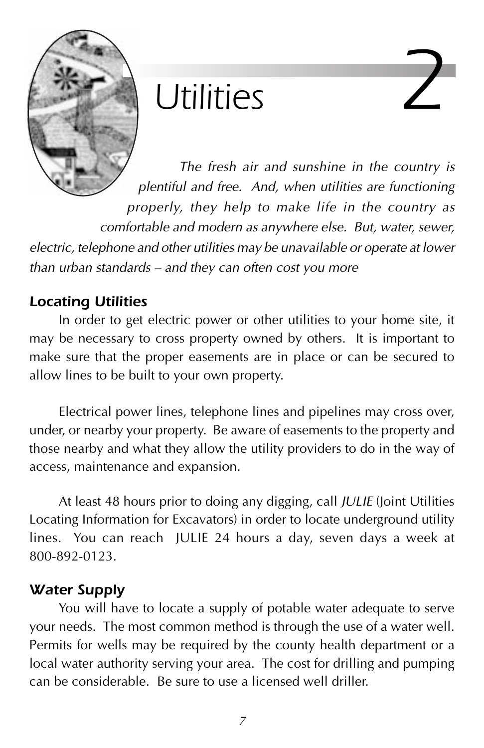# 2 Utilities

*The fresh air and sunshine in the country is plentiful and free. And, when utilities are functioning properly, they help to make life in the country as comfortable and modern as anywhere else. But, water, sewer, electric, telephone and other utilities may be unavailable or operate at lower than urban standards – and they can often cost you more*

### *Locating Utilities*

In order to get electric power or other utilities to your home site, it may be necessary to cross property owned by others. It is important to make sure that the proper easements are in place or can be secured to allow lines to be built to your own property.

Electrical power lines, telephone lines and pipelines may cross over, under, or nearby your property. Be aware of easements to the property and those nearby and what they allow the utility providers to do in the way of access, maintenance and expansion.

At least 48 hours prior to doing any digging, call *JULIE* (Joint Utilities Locating Information for Excavators) in order to locate underground utility lines. You can reach JULIE 24 hours a day, seven days a week at 800-892-0123.

### *Water Supply*

You will have to locate a supply of potable water adequate to serve your needs. The most common method is through the use of a water well. Permits for wells may be required by the county health department or a local water authority serving your area. The cost for drilling and pumping can be considerable. Be sure to use a licensed well driller.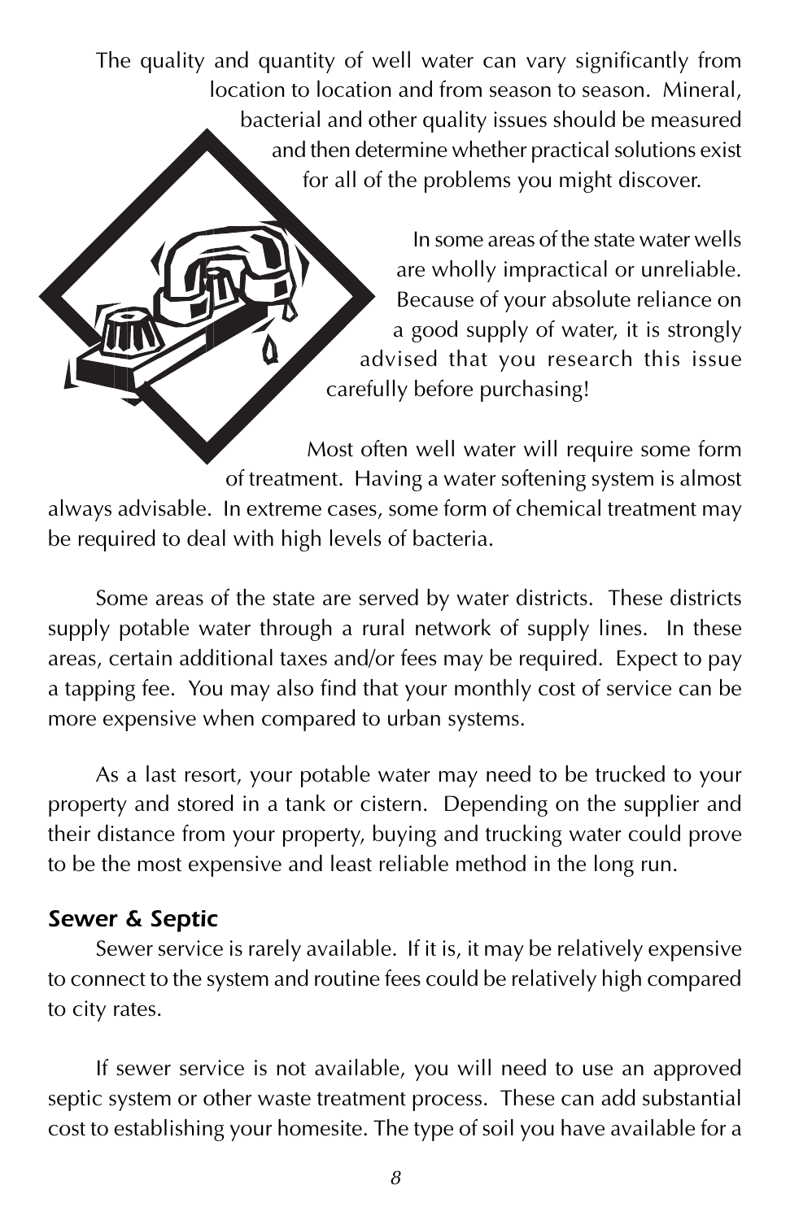The quality and quantity of well water can vary significantly from location to location and from season to season. Mineral, bacterial and other quality issues should be measured and then determine whether practical solutions exist for all of the problems you might discover.

In some areas of the state water wells are wholly impractical or unreliable. Because of your absolute reliance on a good supply of water, it is strongly advised that you research this issue carefully before purchasing!

Most often well water will require some form of treatment. Having a water softening system is almost always advisable. In extreme cases, some form of chemical treatment may be required to deal with high levels of bacteria.

Some areas of the state are served by water districts. These districts supply potable water through a rural network of supply lines. In these areas, certain additional taxes and/or fees may be required. Expect to pay a tapping fee. You may also find that your monthly cost of service can be more expensive when compared to urban systems.

As a last resort, your potable water may need to be trucked to your property and stored in a tank or cistern. Depending on the supplier and their distance from your property, buying and trucking water could prove to be the most expensive and least reliable method in the long run.

### *Sewer & Septic*

Sewer service is rarely available. If it is, it may be relatively expensive to connect to the system and routine fees could be relatively high compared to city rates.

If sewer service is not available, you will need to use an approved septic system or other waste treatment process. These can add substantial cost to establishing your homesite. The type of soil you have available for a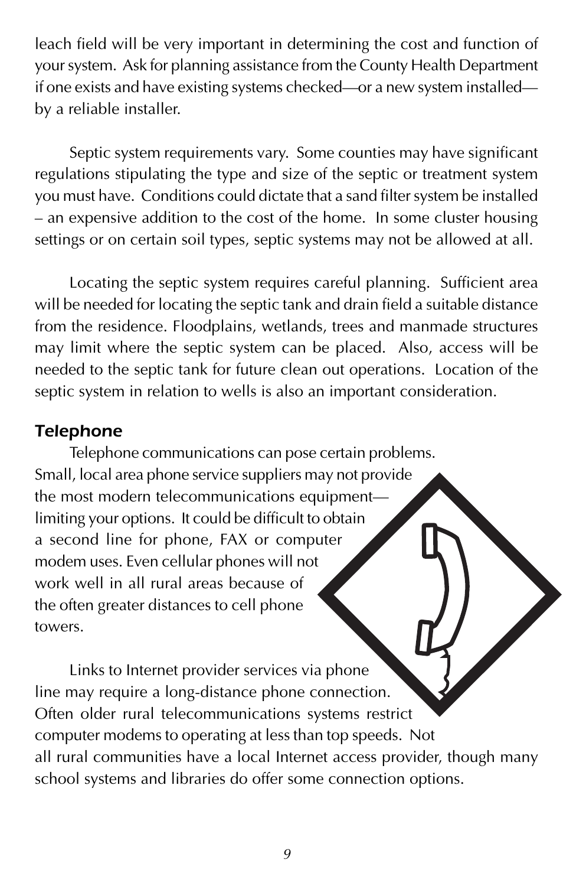leach field will be very important in determining the cost and function of your system. Ask for planning assistance from the County Health Department if one exists and have existing systems checked—or a new system installed—by a reliable installer.

Septic system requirements vary. Some counties may have significant regulations stipulating the type and size of the septic or treatment system you must have. Conditions could dictate that a sand filter system be installed – an expensive addition to the cost of the home. In some cluster housing settings or on certain soil types, septic systems may not be allowed at all.

Locating the septic system requires careful planning. Sufficient area will be needed for locating the septic tank and drain field a suitable distance from the residence. Floodplains, wetlands, trees and manmade structures may limit where the septic system can be placed. Also, access will be needed to the septic tank for future clean out operations. Location of the septic system in relation to wells is also an important consideration.

## Telephone

Telephone communications can pose certain problems. Small, local area phone service suppliers may not provide the most modern telecommunications equipment—limiting your options. It could be difficult to obtain a second line for phone, FAX or computer modem uses. Even cellular phones will not work well in all rural areas because of the often greater distances to cell phone towers.

Links to Internet provider services via phone line may require a long-distance phone connection. Often older rural telecommunications systems restrict computer modems to operating at less than top speeds. Not all rural communities have a local Internet access provider, though many school systems and libraries do offer some connection options.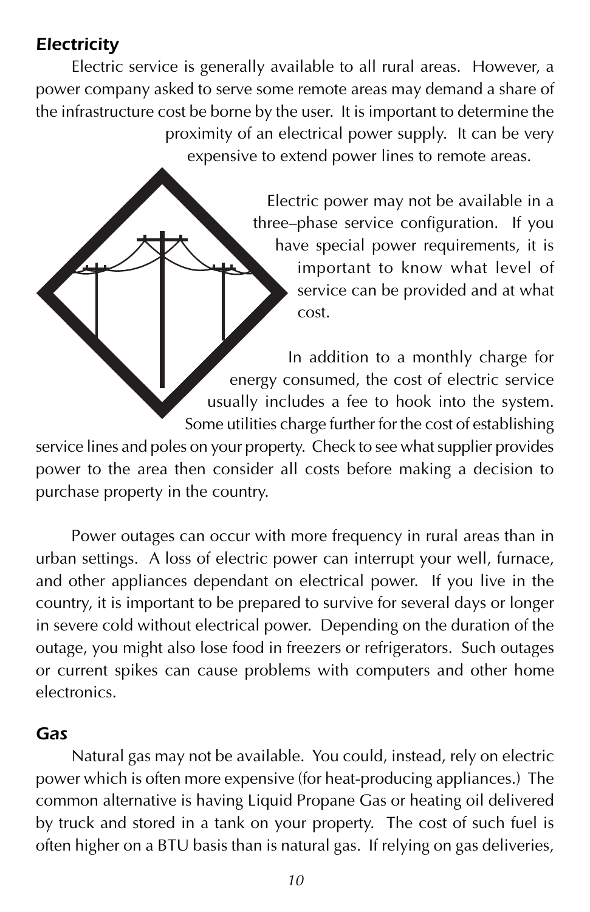### *Electricity*

Electric service is generally available to all rural areas. However, a power company asked to serve some remote areas may demand a share of the infrastructure cost be borne by the user. It is important to determine the proximity of an electrical power supply. It can be very expensive to extend power lines to remote areas.

Electric power may not be available in a three–phase service configuration. If you have special power requirements, it is important to know what level of service can be provided and at what cost.

In addition to a monthly charge for energy consumed, the cost of electric service usually includes a fee to hook into the system. Some utilities charge further for the cost of establishing service lines and poles on your property. Check to see what supplier provides power to the area then consider all costs before making a decision to purchase property in the country.

Power outages can occur with more frequency in rural areas than in urban settings. A loss of electric power can interrupt your well, furnace, and other appliances dependant on electrical power. If you live in the country, it is important to be prepared to survive for several days or longer in severe cold without electrical power. Depending on the duration of the outage, you might also lose food in freezers or refrigerators. Such outages or current spikes can cause problems with computers and other home electronics.

### *Gas*

Natural gas may not be available. You could, instead, rely on electric power which is often more expensive (for heat-producing appliances.) The common alternative is having Liquid Propane Gas or heating oil delivered by truck and stored in a tank on your property. The cost of such fuel is often higher on a BTU basis than is natural gas. If relying on gas deliveries,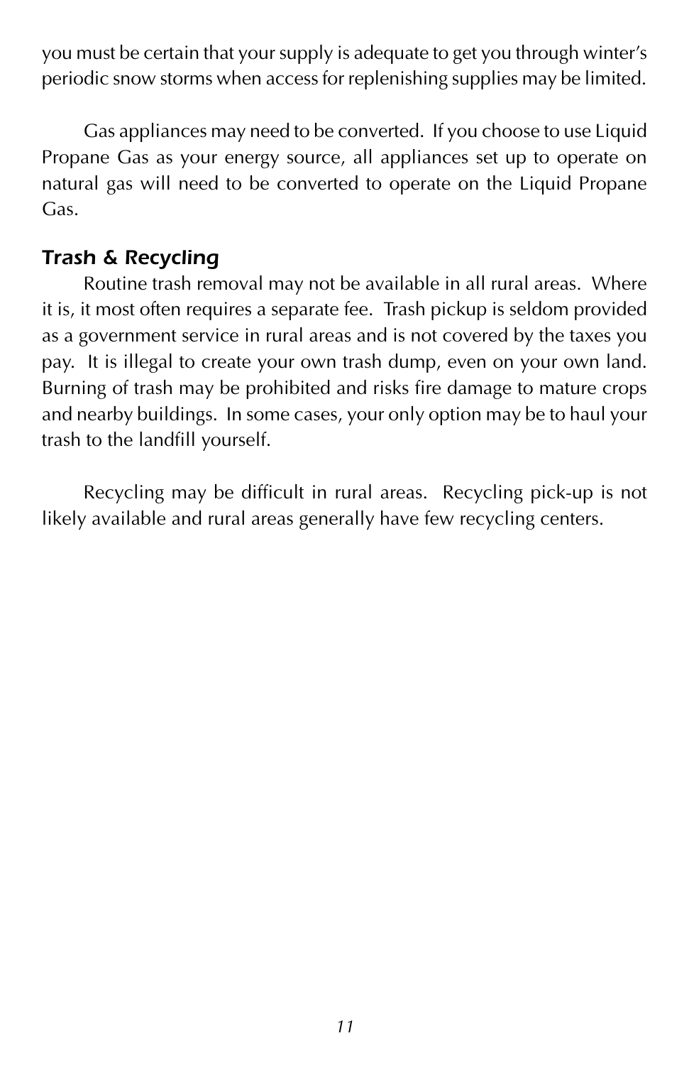you must be certain that your supply is adequate to get you through winter's periodic snow storms when access for replenishing supplies may be limited.

Gas appliances may need to be converted. If you choose to use Liquid Propane Gas as your energy source, all appliances set up to operate on natural gas will need to be converted to operate on the Liquid Propane Gas.

### *Trash & Recycling*

Routine trash removal may not be available in all rural areas. Where it is, it most often requires a separate fee. Trash pickup is seldom provided as a government service in rural areas and is not covered by the taxes you pay. It is illegal to create your own trash dump, even on your own land. Burning of trash may be prohibited and risks fire damage to mature crops and nearby buildings. In some cases, your only option may be to haul your trash to the landfill yourself.

Recycling may be difficult in rural areas. Recycling pick-up is not likely available and rural areas generally have few recycling centers.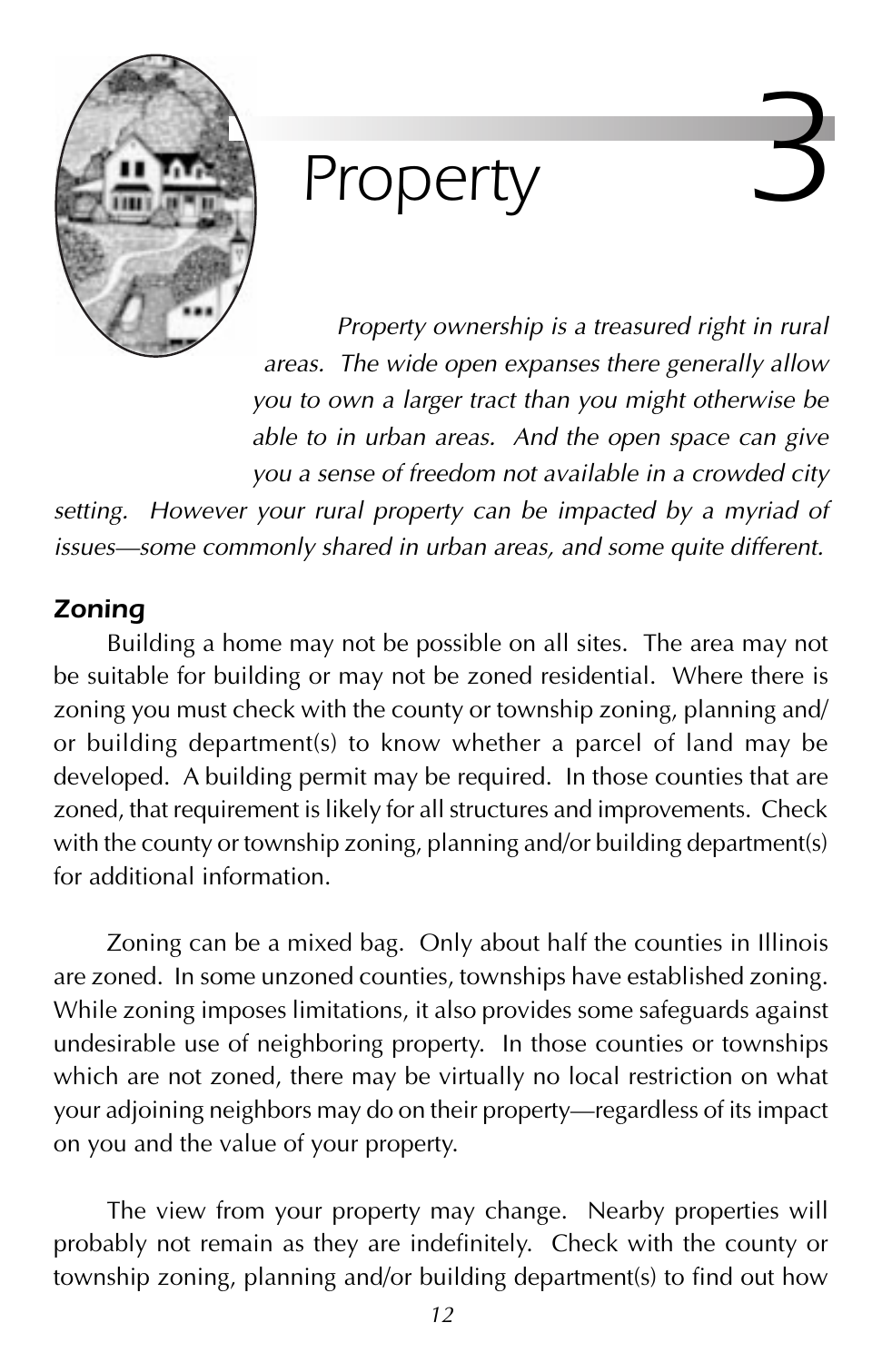# 3 Property

*Property ownership is a treasured right in rural areas. The wide open expanses there generally allow you to own a larger tract than you might otherwise be able to in urban areas. And the open space can give you a sense of freedom not available in a crowded city setting. However your rural property can be impacted by a myriad of issues—some commonly shared in urban areas, and some quite different.*

## Zoning

Building a home may not be possible on all sites. The area may not be suitable for building or may not be zoned residential. Where there is zoning you must check with the county or township zoning, planning and/or building department(s) to know whether a parcel of land may be developed. A building permit may be required. In those counties that are zoned, that requirement is likely for all structures and improvements. Check with the county or township zoning, planning and/or building department(s) for additional information.

Zoning can be a mixed bag. Only about half the counties in Illinois are zoned. In some unzoned counties, townships have established zoning. While zoning imposes limitations, it also provides some safeguards against undesirable use of neighboring property. In those counties or townships which are not zoned, there may be virtually no local restriction on what your adjoining neighbors may do on their property—regardless of its impact on you and the value of your property.

The view from your property may change. Nearby properties will probably not remain as they are indefinitely. Check with the county or township zoning, planning and/or building department(s) to find out how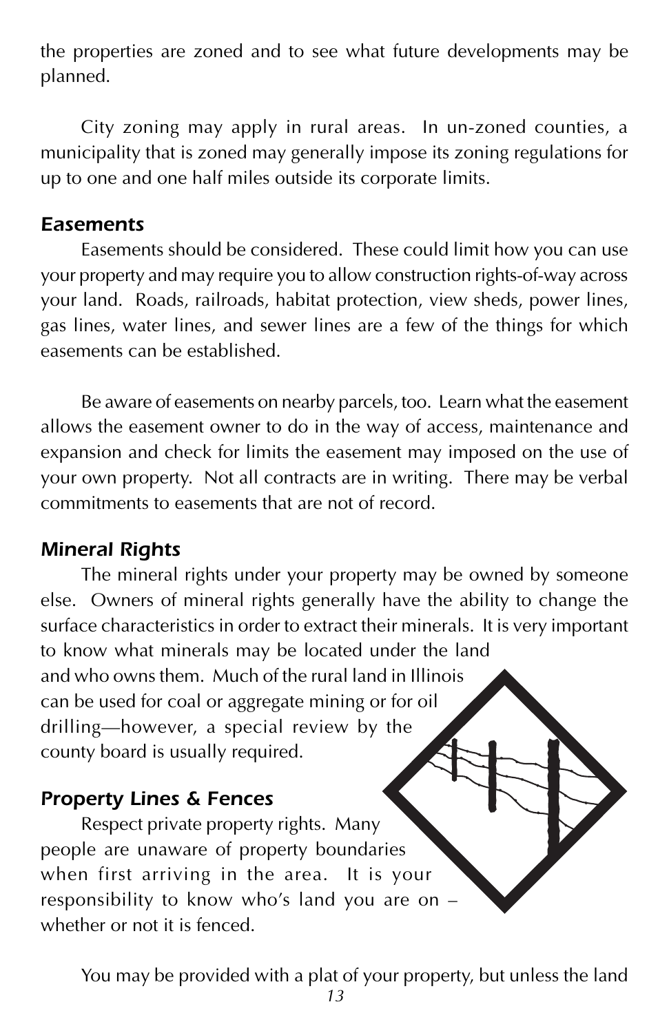the properties are zoned and to see what future developments may be planned.

City zoning may apply in rural areas. In un-zoned counties, a municipality that is zoned may generally impose its zoning regulations for up to one and one half miles outside its corporate limits.

### *Easements*

Easements should be considered. These could limit how you can use your property and may require you to allow construction rights-of-way across your land. Roads, railroads, habitat protection, view sheds, power lines, gas lines, water lines, and sewer lines are a few of the things for which easements can be established.

Be aware of easements on nearby parcels, too. Learn what the easement allows the easement owner to do in the way of access, maintenance and expansion and check for limits the easement may imposed on the use of your own property. Not all contracts are in writing. There may be verbal commitments to easements that are not of record.

### *Mineral Rights*

The mineral rights under your property may be owned by someone else. Owners of mineral rights generally have the ability to change the surface characteristics in order to extract their minerals. It is very important to know what minerals may be located under the land and who owns them. Much of the rural land in Illinois can be used for coal or aggregate mining or for oil drilling—however, a special review by the county board is usually required.

### *Property Lines & Fences*

Respect private property rights. Many people are unaware of property boundaries when first arriving in the area. It is your responsibility to know who's land you are on – whether or not it is fenced.

You may be provided with a plat of your property, but unless the land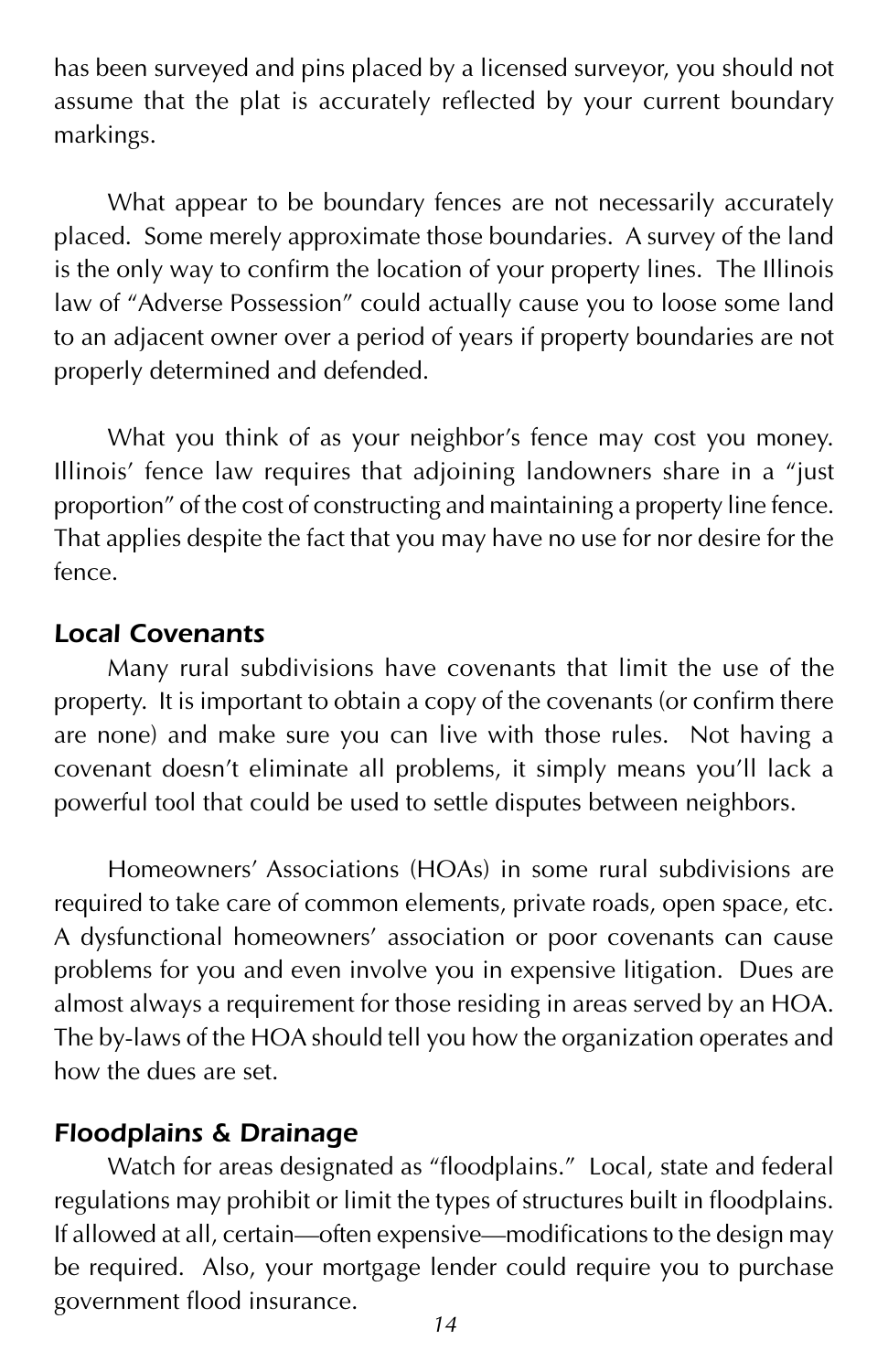has been surveyed and pins placed by a licensed surveyor, you should not assume that the plat is accurately reflected by your current boundary markings.

What appear to be boundary fences are not necessarily accurately placed. Some merely approximate those boundaries. A survey of the land is the only way to confirm the location of your property lines. The Illinois law of "Adverse Possession" could actually cause you to loose some land to an adjacent owner over a period of years if property boundaries are not properly determined and defended.

What you think of as your neighbor's fence may cost you money. Illinois' fence law requires that adjoining landowners share in a "just proportion" of the cost of constructing and maintaining a property line fence. That applies despite the fact that you may have no use for nor desire for the fence.

### *Local Covenants*

Many rural subdivisions have covenants that limit the use of the property. It is important to obtain a copy of the covenants (or confirm there are none) and make sure you can live with those rules. Not having a covenant doesn't eliminate all problems, it simply means you'll lack a powerful tool that could be used to settle disputes between neighbors.

Homeowners' Associations (HOAs) in some rural subdivisions are required to take care of common elements, private roads, open space, etc. A dysfunctional homeowners' association or poor covenants can cause problems for you and even involve you in expensive litigation. Dues are almost always a requirement for those residing in areas served by an HOA. The by-laws of the HOA should tell you how the organization operates and how the dues are set.

### *Floodplains & Drainage*

Watch for areas designated as "floodplains." Local, state and federal regulations may prohibit or limit the types of structures built in floodplains. If allowed at all, certain—often expensive—modifications to the design may be required. Also, your mortgage lender could require you to purchase government flood insurance.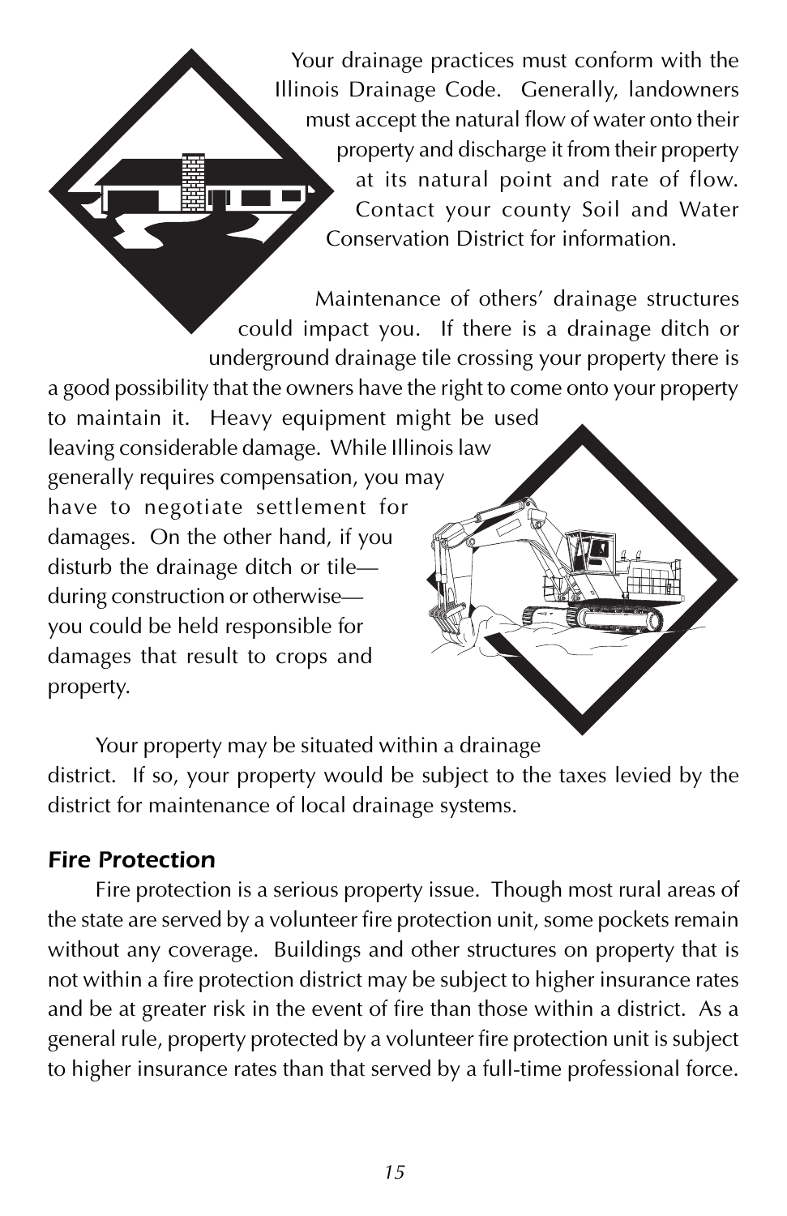Your drainage practices must conform with the Illinois Drainage Code. Generally, landowners must accept the natural flow of water onto their property and discharge it from their property at its natural point and rate of flow. Contact your county Soil and Water Conservation District for information.

Maintenance of others' drainage structures could impact you. If there is a drainage ditch or underground drainage tile crossing your property there is a good possibility that the owners have the right to come onto your property to maintain it. Heavy equipment might be used leaving considerable damage. While Illinois law generally requires compensation, you may have to negotiate settlement for damages. On the other hand, if you disturb the drainage ditch or tile—during construction or otherwise—you could be held responsible for damages that result to crops and property.

Your property may be situated within a drainage district. If so, your property would be subject to the taxes levied by the district for maintenance of local drainage systems.

### *Fire Protection*

Fire protection is a serious property issue. Though most rural areas of the state are served by a volunteer fire protection unit, some pockets remain without any coverage. Buildings and other structures on property that is not within a fire protection district may be subject to higher insurance rates and be at greater risk in the event of fire than those within a district. As a general rule, property protected by a volunteer fire protection unit is subject to higher insurance rates than that served by a full-time professional force.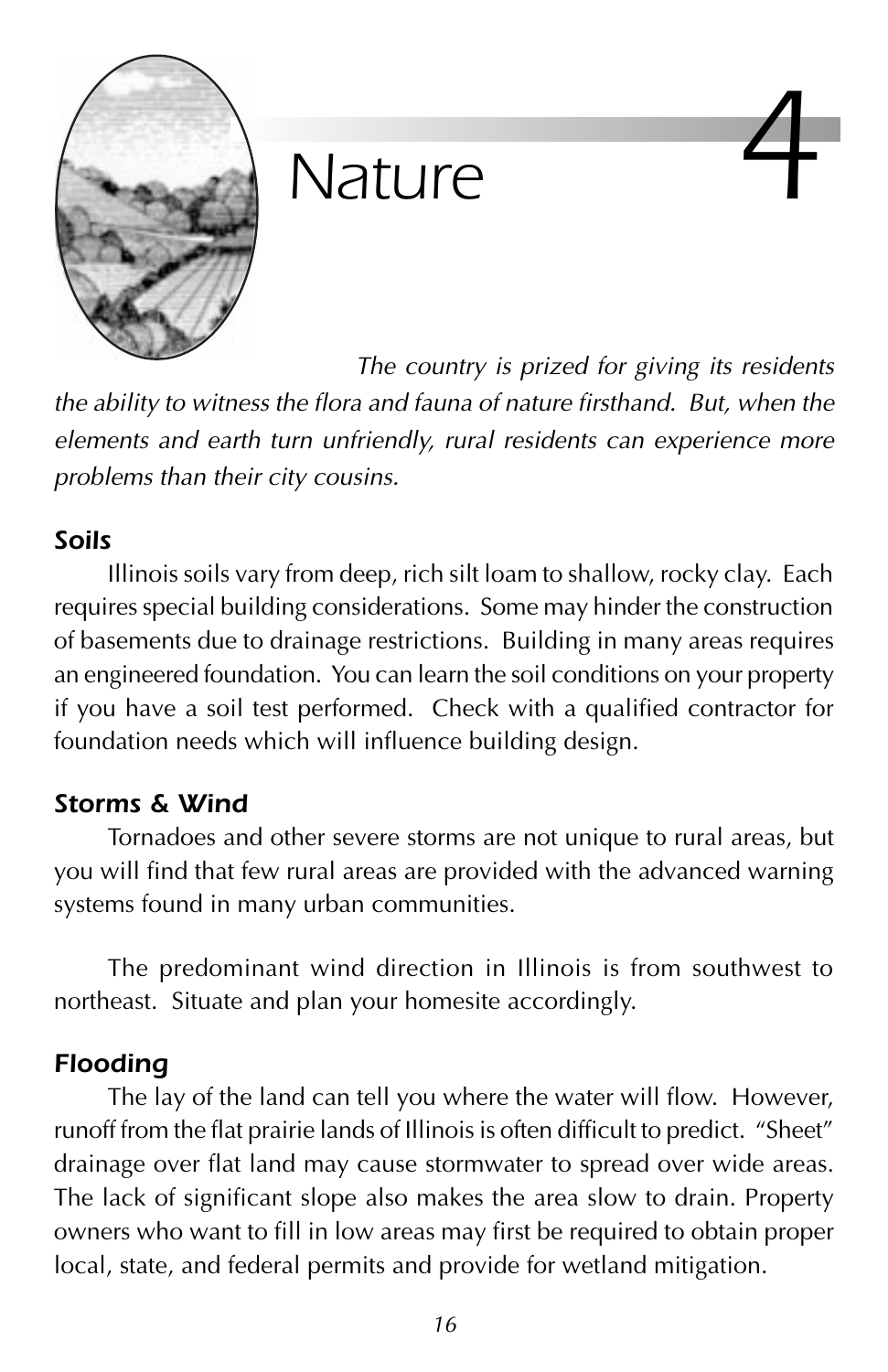# 4 Nature

*The country is prized for giving its residents the ability to witness the flora and fauna of nature firsthand. But, when the elements and earth turn unfriendly, rural residents can experience more problems than their city cousins.*

### *Soils*

Illinois soils vary from deep, rich silt loam to shallow, rocky clay. Each requires special building considerations. Some may hinder the construction of basements due to drainage restrictions. Building in many areas requires an engineered foundation. You can learn the soil conditions on your property if you have a soil test performed. Check with a qualified contractor for foundation needs which will influence building design.

### *Storms & Wind*

Tornadoes and other severe storms are not unique to rural areas, but you will find that few rural areas are provided with the advanced warning systems found in many urban communities.

The predominant wind direction in Illinois is from southwest to northeast. Situate and plan your homesite accordingly.

### *Flooding*

The lay of the land can tell you where the water will flow. However, runoff from the flat prairie lands of Illinois is often difficult to predict. "Sheet" drainage over flat land may cause stormwater to spread over wide areas. The lack of significant slope also makes the area slow to drain. Property owners who want to fill in low areas may first be required to obtain proper local, state, and federal permits and provide for wetland mitigation.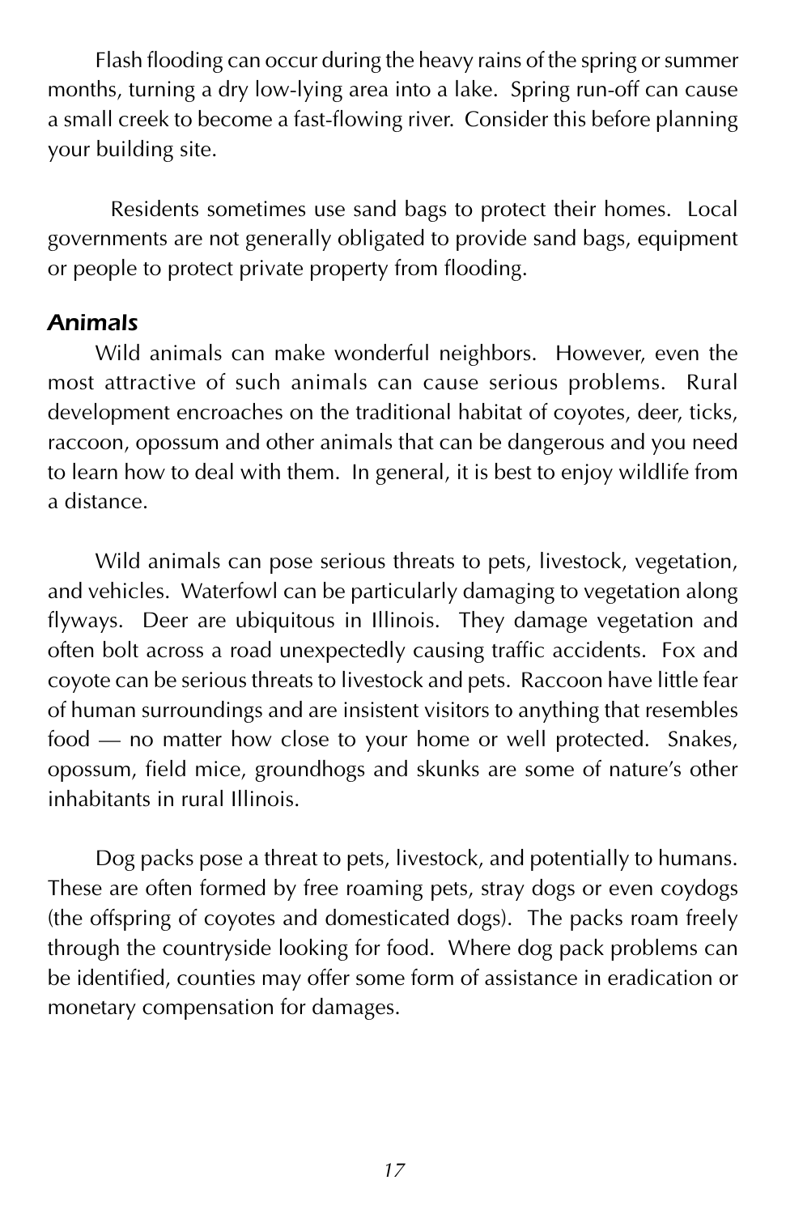Flash flooding can occur during the heavy rains of the spring or summer months, turning a dry low-lying area into a lake. Spring run-off can cause a small creek to become a fast-flowing river. Consider this before planning your building site.

Residents sometimes use sand bags to protect their homes. Local governments are not generally obligated to provide sand bags, equipment or people to protect private property from flooding.

### *Animals*

Wild animals can make wonderful neighbors. However, even the most attractive of such animals can cause serious problems. Rural development encroaches on the traditional habitat of coyotes, deer, ticks, raccoon, opossum and other animals that can be dangerous and you need to learn how to deal with them. In general, it is best to enjoy wildlife from a distance.

Wild animals can pose serious threats to pets, livestock, vegetation, and vehicles. Waterfowl can be particularly damaging to vegetation along flyways. Deer are ubiquitous in Illinois. They damage vegetation and often bolt across a road unexpectedly causing traffic accidents. Fox and coyote can be serious threats to livestock and pets. Raccoon have little fear of human surroundings and are insistent visitors to anything that resembles food — no matter how close to your home or well protected. Snakes, opossum, field mice, groundhogs and skunks are some of nature's other inhabitants in rural Illinois.

Dog packs pose a threat to pets, livestock, and potentially to humans. These are often formed by free roaming pets, stray dogs or even coydogs (the offspring of coyotes and domesticated dogs). The packs roam freely through the countryside looking for food. Where dog pack problems can be identified, counties may offer some form of assistance in eradication or monetary compensation for damages.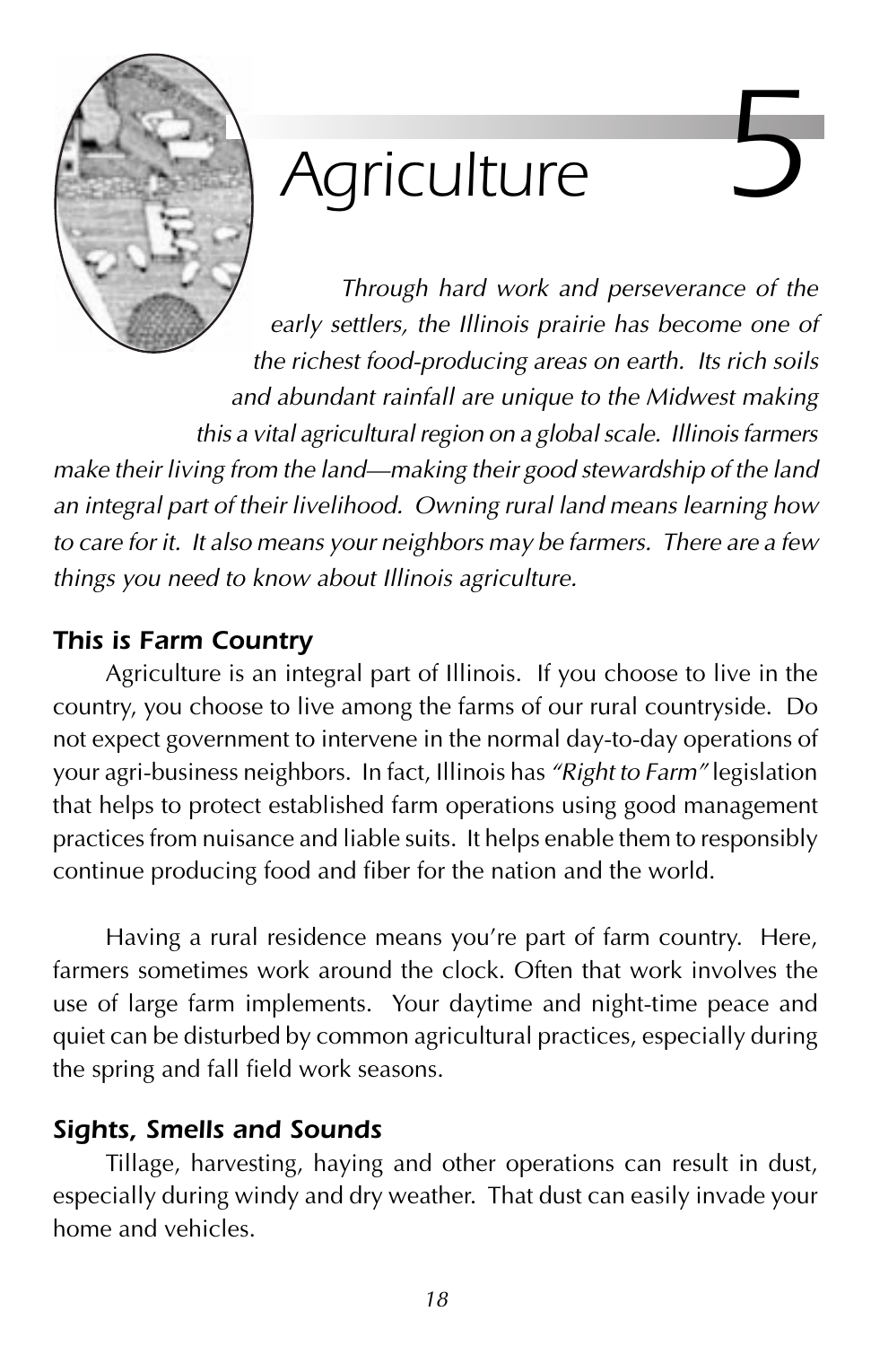# Agriculture 5

*Through hard work and perseverance of the early settlers, the Illinois prairie has become one of the richest food-producing areas on earth. Its rich soils and abundant rainfall are unique to the Midwest making this a vital agricultural region on a global scale. Illinois farmers make their living from the land—making their good stewardship of the land an integral part of their livelihood. Owning rural land means learning how to care for it. It also means your neighbors may be farmers. There are a few things you need to know about Illinois agriculture.*

### *This is Farm Country*

Agriculture is an integral part of Illinois. If you choose to live in the country, you choose to live among the farms of our rural countryside. Do not expect government to intervene in the normal day-to-day operations of your agri-business neighbors. In fact, Illinois has *"Right to Farm"* legislation that helps to protect established farm operations using good management practices from nuisance and liable suits. It helps enable them to responsibly continue producing food and fiber for the nation and the world.

Having a rural residence means you're part of farm country. Here, farmers sometimes work around the clock. Often that work involves the use of large farm implements. Your daytime and night-time peace and quiet can be disturbed by common agricultural practices, especially during the spring and fall field work seasons.

### *Sights, Smells and Sounds*

Tillage, harvesting, haying and other operations can result in dust, especially during windy and dry weather. That dust can easily invade your home and vehicles.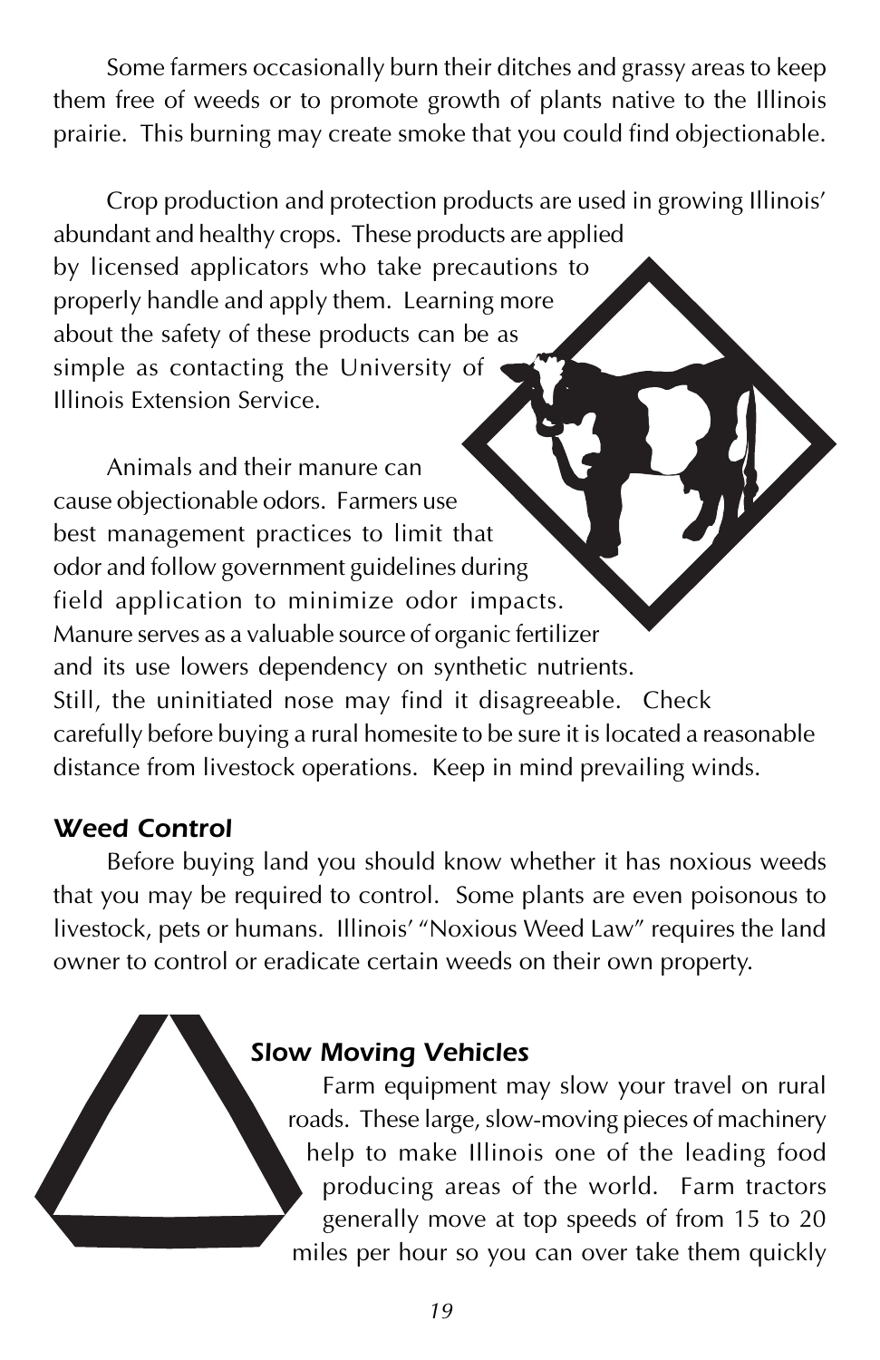Some farmers occasionally burn their ditches and grassy areas to keep them free of weeds or to promote growth of plants native to the Illinois prairie. This burning may create smoke that you could find objectionable.

Crop production and protection products are used in growing Illinois' abundant and healthy crops. These products are applied by licensed applicators who take precautions to properly handle and apply them. Learning more about the safety of these products can be as simple as contacting the University of Illinois Extension Service.

Animals and their manure can cause objectionable odors. Farmers use best management practices to limit that odor and follow government guidelines during field application to minimize odor impacts. Manure serves as a valuable source of organic fertilizer and its use lowers dependency on synthetic nutrients. Still, the uninitiated nose may find it disagreeable. Check carefully before buying a rural homesite to be sure it is located a reasonable distance from livestock operations. Keep in mind prevailing winds.

### *Weed Control*

Before buying land you should know whether it has noxious weeds that you may be required to control. Some plants are even poisonous to livestock, pets or humans. Illinois' "Noxious Weed Law" requires the land owner to control or eradicate certain weeds on their own property.

### *Slow Moving Vehicles*

Farm equipment may slow your travel on rural roads. These large, slow-moving pieces of machinery help to make Illinois one of the leading food producing areas of the world. Farm tractors generally move at top speeds of from 15 to 20 miles per hour so you can over take them quickly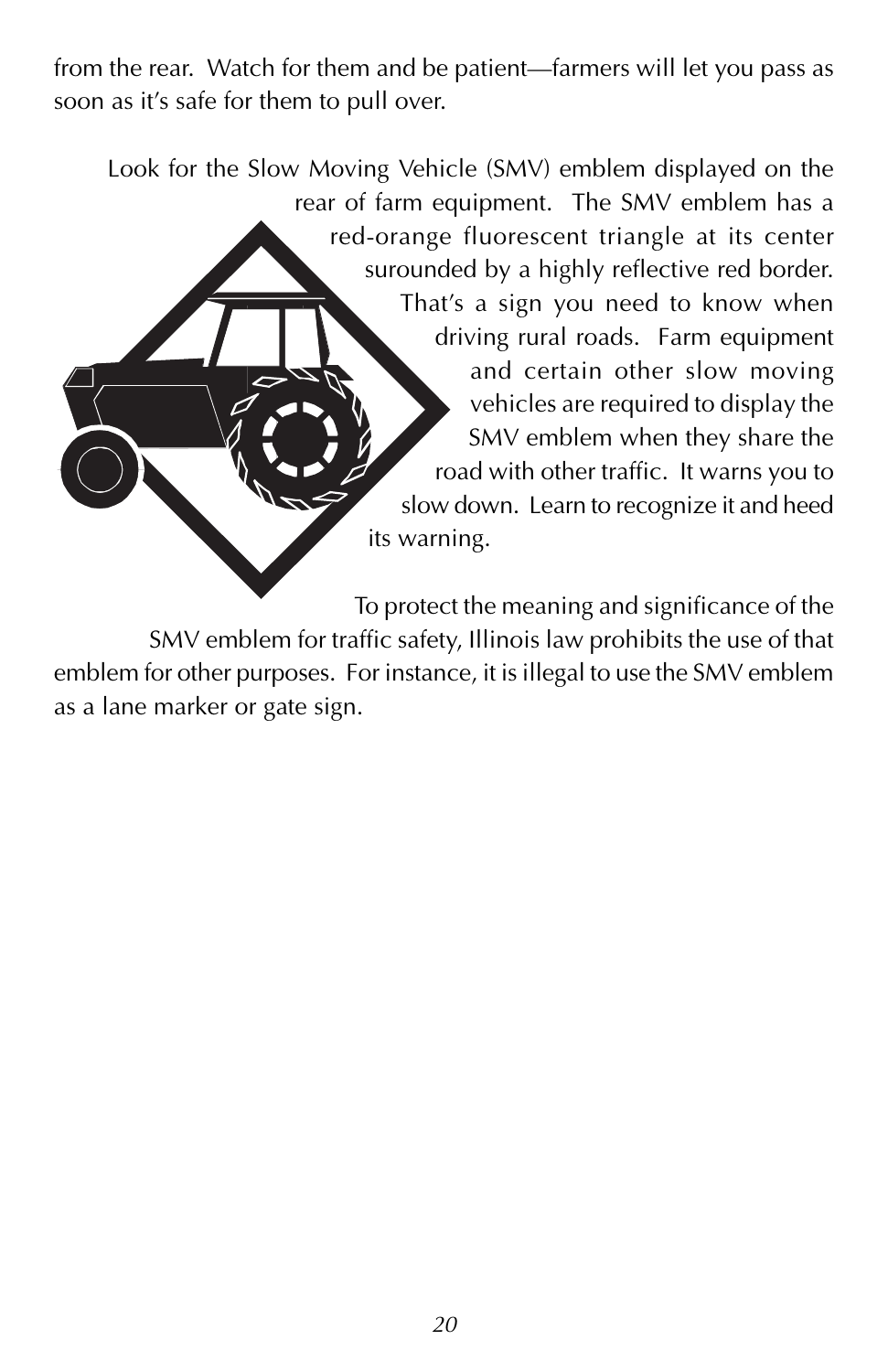from the rear. Watch for them and be patient—farmers will let you pass as soon as it's safe for them to pull over.

Look for the Slow Moving Vehicle (SMV) emblem displayed on the rear of farm equipment. The SMV emblem has a red-orange fluorescent triangle at its center surounded by a highly reflective red border. That's a sign you need to know when driving rural roads. Farm equipment and certain other slow moving vehicles are required to display the SMV emblem when they share the road with other traffic. It warns you to slow down. Learn to recognize it and heed its warning.

To protect the meaning and significance of the SMV emblem for traffic safety, Illinois law prohibits the use of that emblem for other purposes. For instance, it is illegal to use the SMV emblem as a lane marker or gate sign.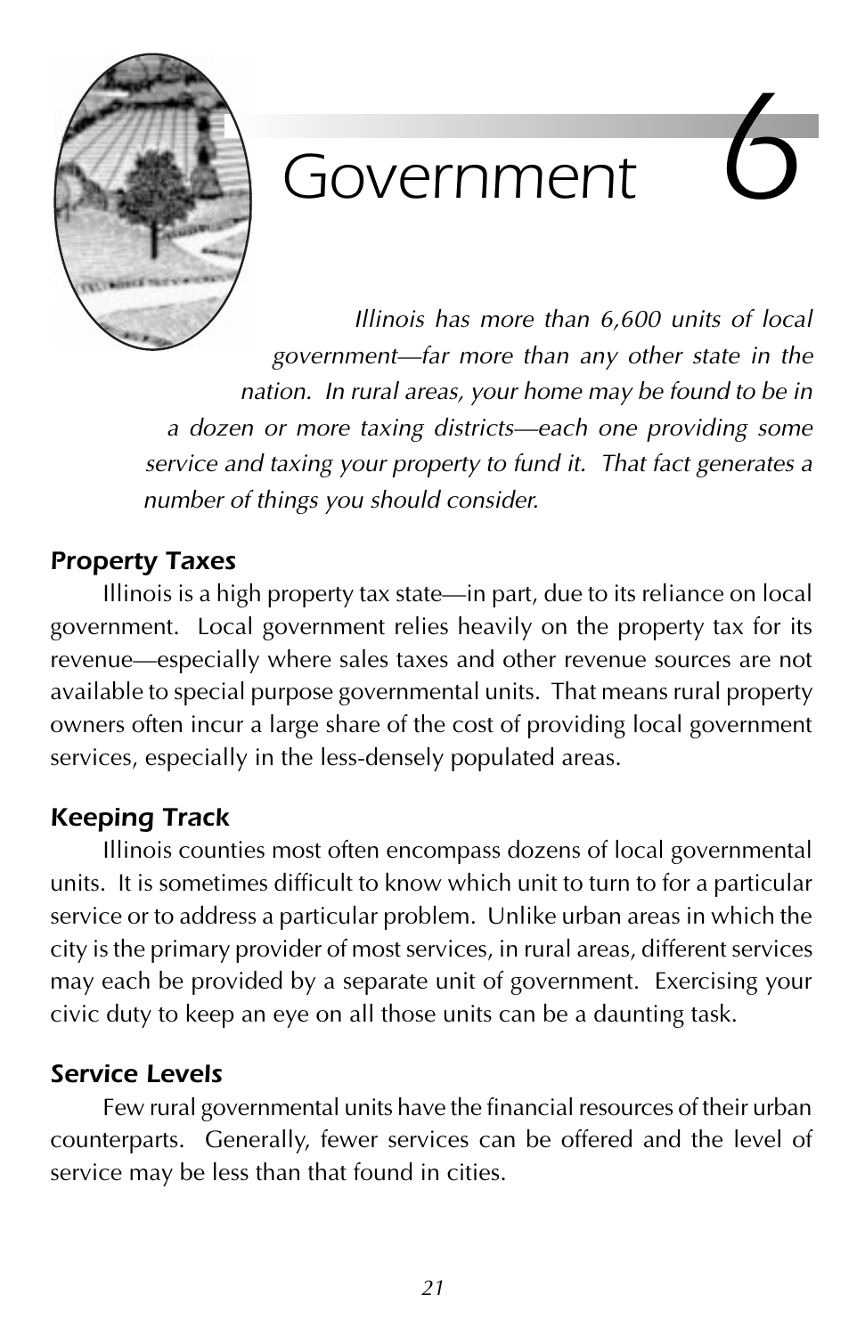# 6 Government

*Illinois has more than 6,600 units of local government—far more than any other state in the nation. In rural areas, your home may be found to be in a dozen or more taxing districts—each one providing some service and taxing your property to fund it. That fact generates a number of things you should consider.*

### Property Taxes

Illinois is a high property tax state—in part, due to its reliance on local government. Local government relies heavily on the property tax for its revenue—especially where sales taxes and other revenue sources are not available to special purpose governmental units. That means rural property owners often incur a large share of the cost of providing local government services, especially in the less-densely populated areas.

### Keeping Track

Illinois counties most often encompass dozens of local governmental units. It is sometimes difficult to know which unit to turn to for a particular service or to address a particular problem. Unlike urban areas in which the city is the primary provider of most services, in rural areas, different services may each be provided by a separate unit of government. Exercising your civic duty to keep an eye on all those units can be a daunting task.

### Service Levels

Few rural governmental units have the financial resources of their urban counterparts. Generally, fewer services can be offered and the level of service may be less than that found in cities.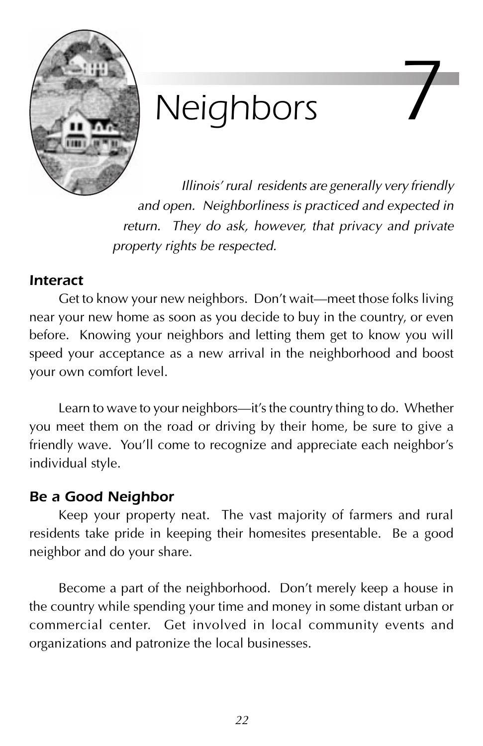# 7 Neighbors

*Illinois' rural residents are generally very friendly and open. Neighborliness is practiced and expected in return. They do ask, however, that privacy and private property rights be respected.*

### *Interact*

Get to know your new neighbors. Don't wait—meet those folks living near your new home as soon as you decide to buy in the country, or even before. Knowing your neighbors and letting them get to know you will speed your acceptance as a new arrival in the neighborhood and boost your own comfort level.

Learn to wave to your neighbors—it's the country thing to do. Whether you meet them on the road or driving by their home, be sure to give a friendly wave. You'll come to recognize and appreciate each neighbor's individual style.

### *Be a Good Neighbor*

Keep your property neat. The vast majority of farmers and rural residents take pride in keeping their homesites presentable. Be a good neighbor and do your share.

Become a part of the neighborhood. Don't merely keep a house in the country while spending your time and money in some distant urban or commercial center. Get involved in local community events and organizations and patronize the local businesses.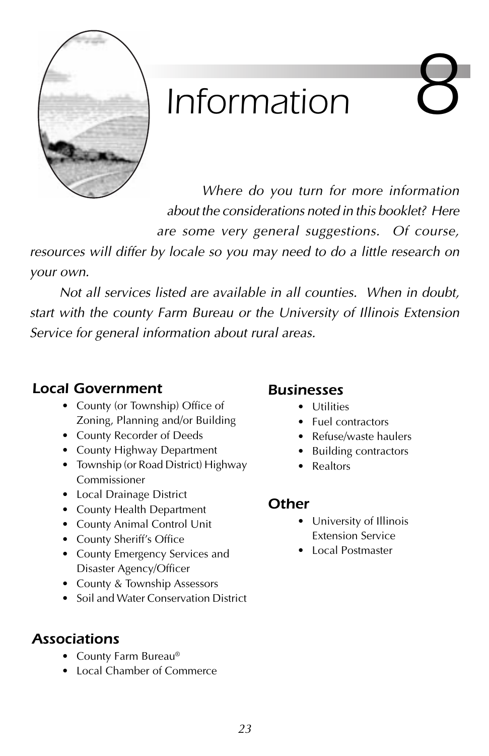# 8 Information

*Where do you turn for more information about the considerations noted in this booklet? Here are some very general suggestions. Of course, resources will differ by locale so you may need to do a little research on your own.*

*Not all services listed are available in all counties. When in doubt, start with the county Farm Bureau or the University of Illinois Extension Service for general information about rural areas.*

### Local Government

- County (or Township) Office of Zoning, Planning and/or Building
- County Recorder of Deeds
- County Highway Department
- Township (or Road District) Highway Commissioner
- Local Drainage District
- County Health Department
- County Animal Control Unit
- County Sheriff's Office
- County Emergency Services and Disaster Agency/Officer
- County & Township Assessors
- Soil and Water Conservation District

### Associations

- County Farm Bureau®
- Local Chamber of Commerce

### Businesses

- Utilities
- Fuel contractors
- Refuse/waste haulers
- Building contractors
- Realtors

### Other

- University of Illinois Extension Service
- Local Postmaster